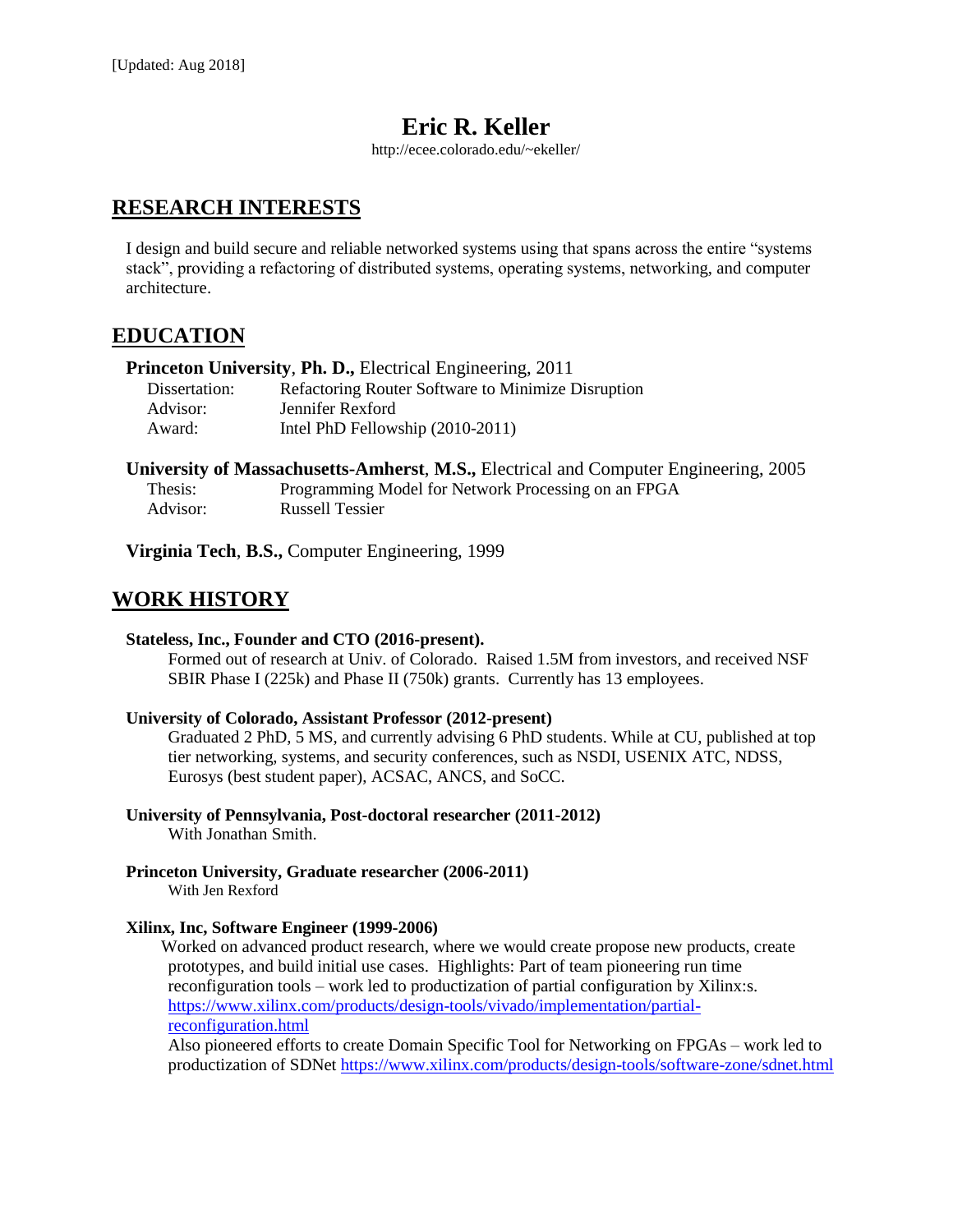[Updated: Aug 2018]

# Eric R. Keller

http://ecee.colorado.edu/~ekeller/

## RESEARCH INTERESTS

I design and build secure and reliable networked systems using that spans across the entire "systems stack", providing a refactoring of distributed systems, operating systems, networking, and computer architecture.

## EDUCATION

**Princeton University**, **Ph. D.,** Electrical Engineering, 2011

| | |
|---|---|
| Dissertation: | Refactoring Router Software to Minimize Disruption |
| Advisor: | Jennifer Rexford |
| Award: | Intel PhD Fellowship (2010-2011) |

**University of Massachusetts-Amherst**, **M.S.,** Electrical and Computer Engineering, 2005

| | |
|---|---|
| Thesis: | Programming Model for Network Processing on an FPGA |
| Advisor: | Russell Tessier |

**Virginia Tech**, **B.S.,** Computer Engineering, 1999

## WORK HISTORY

**Stateless, Inc., Founder and CTO (2016-present).**

Formed out of research at Univ. of Colorado. Raised 1.5M from investors, and received NSF SBIR Phase I (225k) and Phase II (750k) grants. Currently has 13 employees.

**University of Colorado, Assistant Professor (2012-present)**

Graduated 2 PhD, 5 MS, and currently advising 6 PhD students. While at CU, published at top tier networking, systems, and security conferences, such as NSDI, USENIX ATC, NDSS, Eurosys (best student paper), ACSAC, ANCS, and SoCC.

**University of Pennsylvania, Post-doctoral researcher (2011-2012)**

With Jonathan Smith.

**Princeton University, Graduate researcher (2006-2011)**

With Jen Rexford

**Xilinx, Inc, Software Engineer (1999-2006)**

Worked on advanced product research, where we would create propose new products, create prototypes, and build initial use cases. Highlights: Part of team pioneering run time reconfiguration tools – work led to productization of partial configuration by Xilinx:s. https://www.xilinx.com/products/design-tools/vivado/implementation/partial-reconfiguration.html

Also pioneered efforts to create Domain Specific Tool for Networking on FPGAs – work led to productization of SDNet https://www.xilinx.com/products/design-tools/software-zone/sdnet.html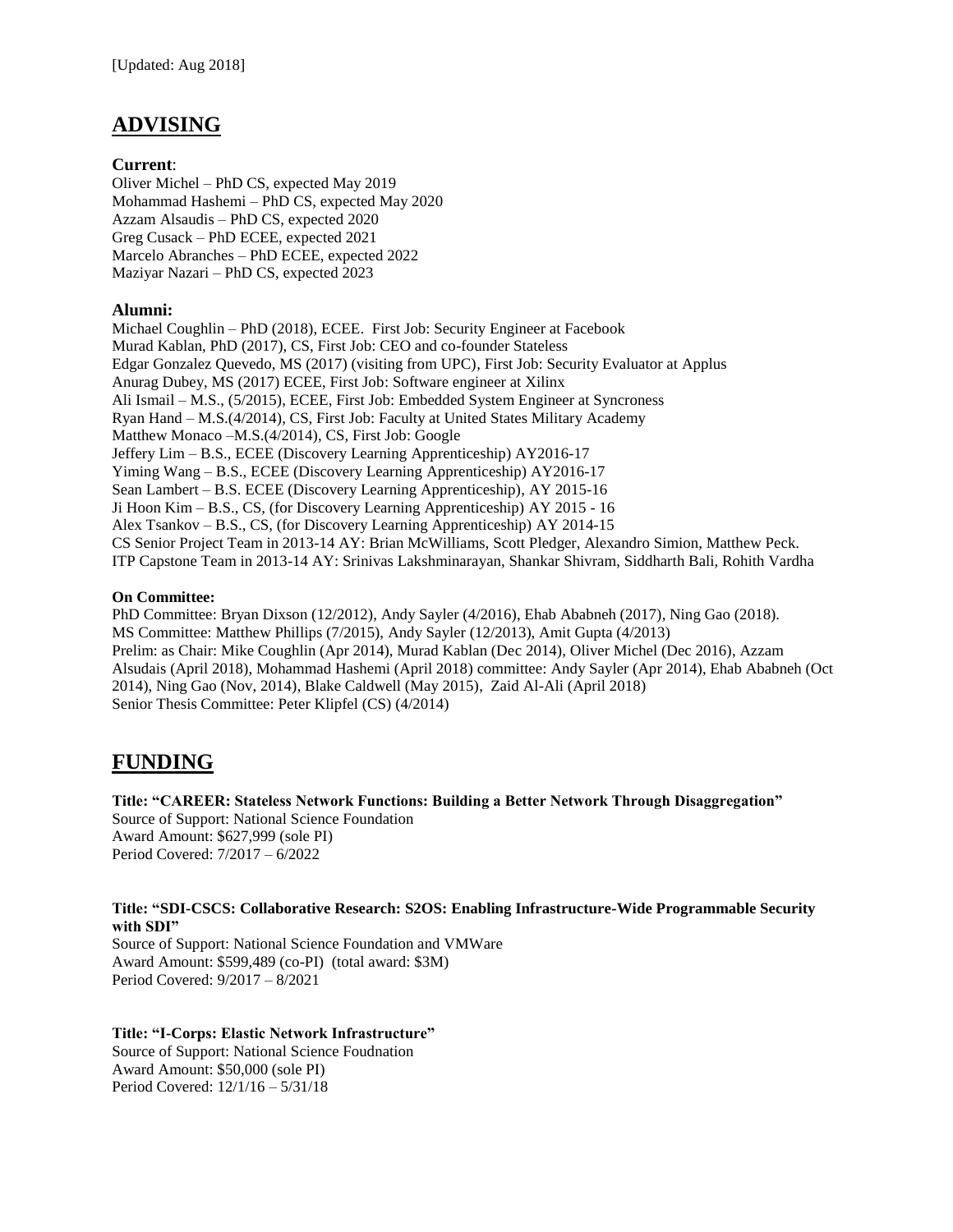[Updated: Aug 2018]

## ADVISING

**Current**:

Oliver Michel – PhD CS, expected May 2019
Mohammad Hashemi – PhD CS, expected May 2020
Azzam Alsaudis – PhD CS, expected 2020
Greg Cusack – PhD ECEE, expected 2021
Marcelo Abranches – PhD ECEE, expected 2022
Maziyar Nazari – PhD CS, expected 2023

**Alumni:**

Michael Coughlin – PhD (2018), ECEE. First Job: Security Engineer at Facebook
Murad Kablan, PhD (2017), CS, First Job: CEO and co-founder Stateless
Edgar Gonzalez Quevedo, MS (2017) (visiting from UPC), First Job: Security Evaluator at Applus
Anurag Dubey, MS (2017) ECEE, First Job: Software engineer at Xilinx
Ali Ismail – M.S., (5/2015), ECEE, First Job: Embedded System Engineer at Syncroness
Ryan Hand – M.S.(4/2014), CS, First Job: Faculty at United States Military Academy
Matthew Monaco –M.S.(4/2014), CS, First Job: Google
Jeffery Lim – B.S., ECEE (Discovery Learning Apprenticeship) AY2016-17
Yiming Wang – B.S., ECEE (Discovery Learning Apprenticeship) AY2016-17
Sean Lambert – B.S. ECEE (Discovery Learning Apprenticeship), AY 2015-16
Ji Hoon Kim – B.S., CS, (for Discovery Learning Apprenticeship) AY 2015 - 16
Alex Tsankov – B.S., CS, (for Discovery Learning Apprenticeship) AY 2014-15
CS Senior Project Team in 2013-14 AY: Brian McWilliams, Scott Pledger, Alexandro Simion, Matthew Peck.
ITP Capstone Team in 2013-14 AY: Srinivas Lakshminarayan, Shankar Shivram, Siddharth Bali, Rohith Vardha

**On Committee:**

PhD Committee: Bryan Dixson (12/2012), Andy Sayler (4/2016), Ehab Ababneh (2017), Ning Gao (2018).
MS Committee: Matthew Phillips (7/2015), Andy Sayler (12/2013), Amit Gupta (4/2013)
Prelim: as Chair: Mike Coughlin (Apr 2014), Murad Kablan (Dec 2014), Oliver Michel (Dec 2016), Azzam Alsudais (April 2018), Mohammad Hashemi (April 2018) committee: Andy Sayler (Apr 2014), Ehab Ababneh (Oct 2014), Ning Gao (Nov, 2014), Blake Caldwell (May 2015), Zaid Al-Ali (April 2018)
Senior Thesis Committee: Peter Klipfel (CS) (4/2014)

## FUNDING

**Title: "CAREER: Stateless Network Functions: Building a Better Network Through Disaggregation"**
Source of Support: National Science Foundation
Award Amount: $627,999 (sole PI)
Period Covered: 7/2017 – 6/2022

**Title: "SDI-CSCS: Collaborative Research: S2OS: Enabling Infrastructure-Wide Programmable Security with SDI"**
Source of Support: National Science Foundation and VMWare
Award Amount: $599,489 (co-PI) (total award: $3M)
Period Covered: 9/2017 – 8/2021

**Title: "I-Corps: Elastic Network Infrastructure"**
Source of Support: National Science Foudnation
Award Amount: $50,000 (sole PI)
Period Covered: 12/1/16 – 5/31/18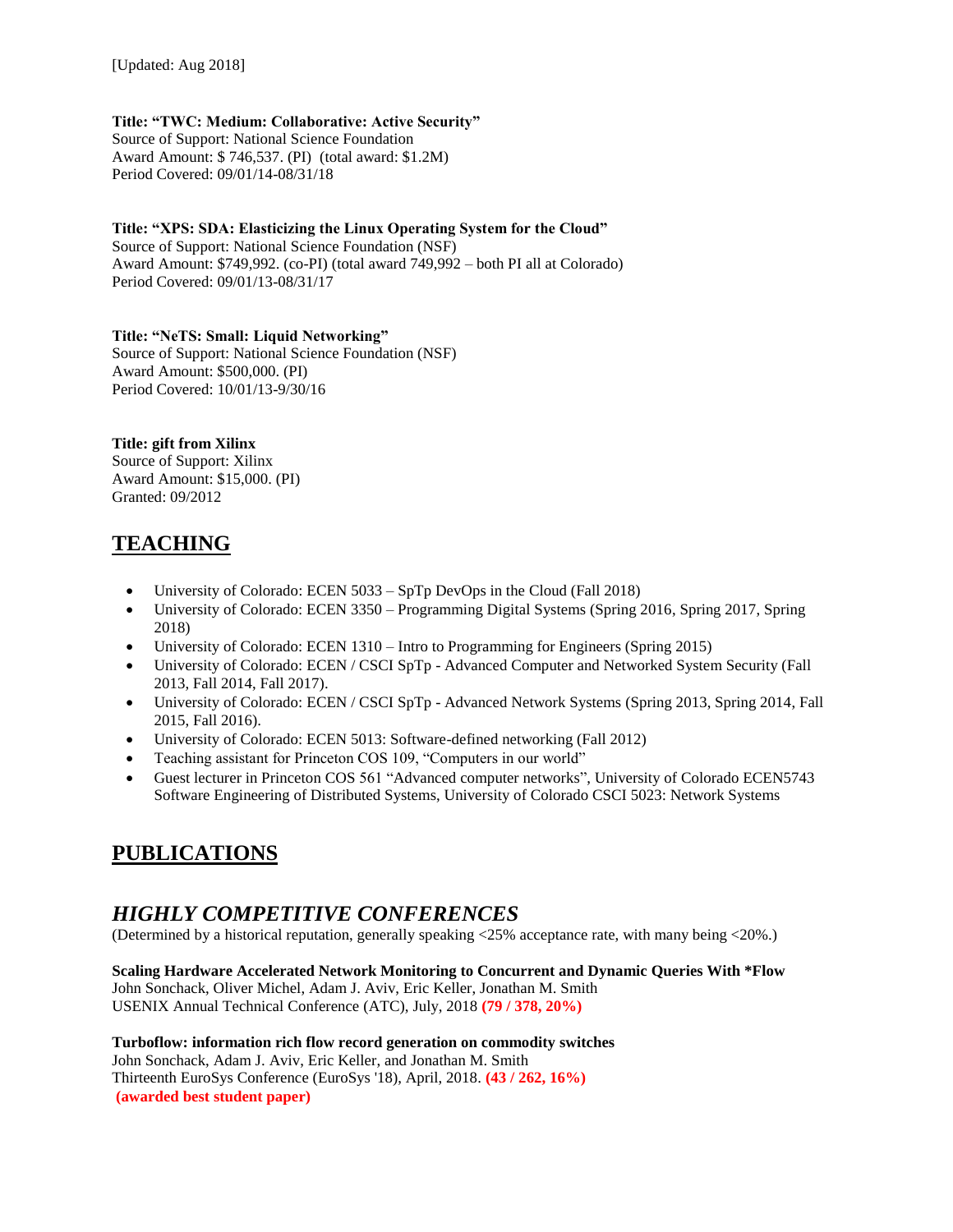[Updated: Aug 2018]

**Title: "TWC: Medium: Collaborative: Active Security"**
Source of Support: National Science Foundation
Award Amount: $ 746,537. (PI) (total award: $1.2M)
Period Covered: 09/01/14-08/31/18

**Title: "XPS: SDA: Elasticizing the Linux Operating System for the Cloud"**
Source of Support: National Science Foundation (NSF)
Award Amount: $749,992. (co-PI) (total award 749,992 – both PI all at Colorado)
Period Covered: 09/01/13-08/31/17

**Title: "NeTS: Small: Liquid Networking"**
Source of Support: National Science Foundation (NSF)
Award Amount: $500,000. (PI)
Period Covered: 10/01/13-9/30/16

**Title: gift from Xilinx**
Source of Support: Xilinx
Award Amount: $15,000. (PI)
Granted: 09/2012

## TEACHING

- University of Colorado: ECEN 5033 – SpTp DevOps in the Cloud (Fall 2018)
- University of Colorado: ECEN 3350 – Programming Digital Systems (Spring 2016, Spring 2017, Spring 2018)
- University of Colorado: ECEN 1310 – Intro to Programming for Engineers (Spring 2015)
- University of Colorado: ECEN / CSCI SpTp - Advanced Computer and Networked System Security (Fall 2013, Fall 2014, Fall 2017).
- University of Colorado: ECEN / CSCI SpTp - Advanced Network Systems (Spring 2013, Spring 2014, Fall 2015, Fall 2016).
- University of Colorado: ECEN 5013: Software-defined networking (Fall 2012)
- Teaching assistant for Princeton COS 109, "Computers in our world"
- Guest lecturer in Princeton COS 561 "Advanced computer networks", University of Colorado ECEN5743 Software Engineering of Distributed Systems, University of Colorado CSCI 5023: Network Systems

## PUBLICATIONS

### *HIGHLY COMPETITIVE CONFERENCES*

(Determined by a historical reputation, generally speaking <25% acceptance rate, with many being <20%.)

**Scaling Hardware Accelerated Network Monitoring to Concurrent and Dynamic Queries With *Flow**
John Sonchack, Oliver Michel, Adam J. Aviv, Eric Keller, Jonathan M. Smith
USENIX Annual Technical Conference (ATC), July, 2018 **(79 / 378, 20%)**

**Turboflow: information rich flow record generation on commodity switches**
John Sonchack, Adam J. Aviv, Eric Keller, and Jonathan M. Smith
Thirteenth EuroSys Conference (EuroSys '18), April, 2018. **(43 / 262, 16%)**
**(awarded best student paper)**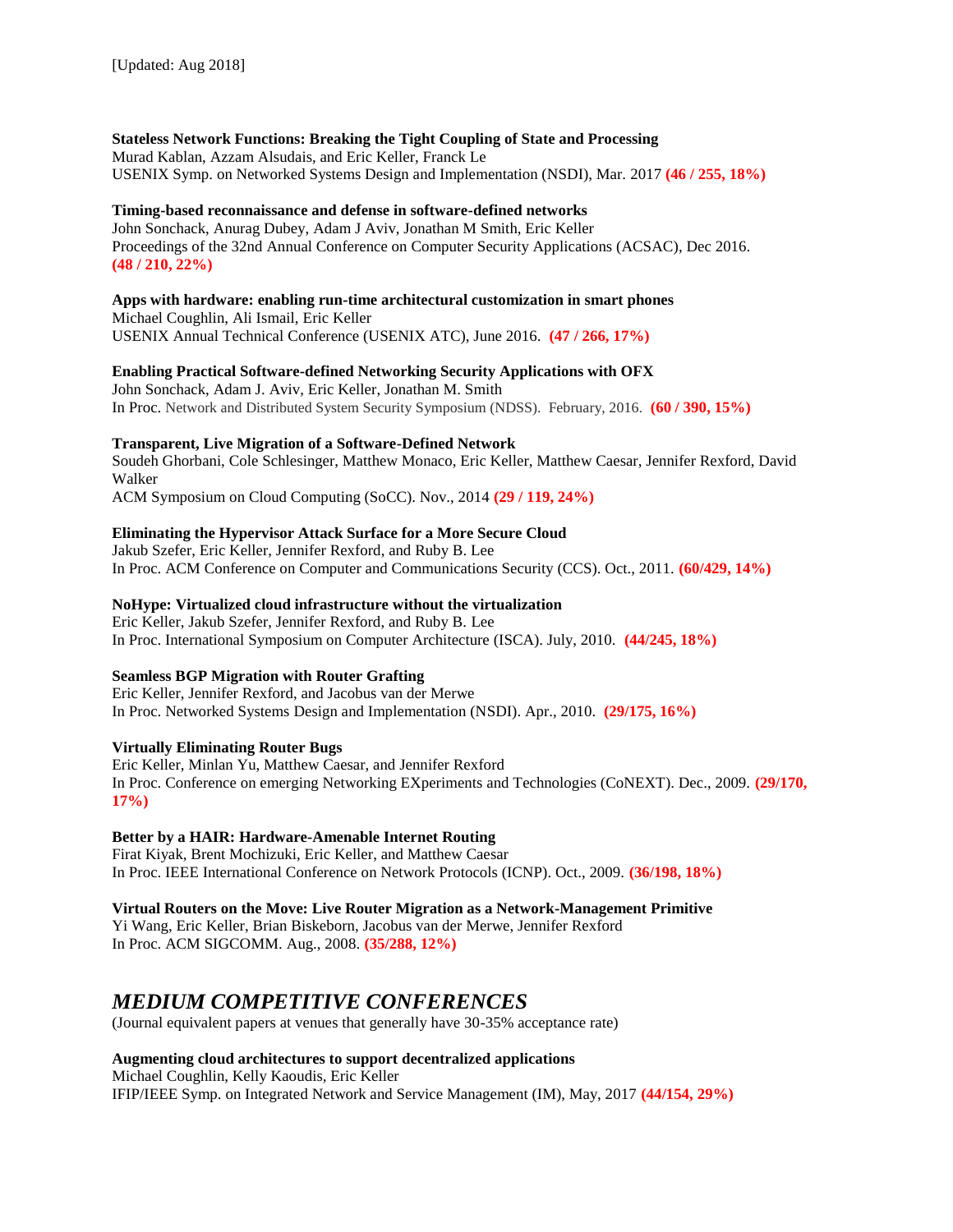[Updated: Aug 2018]

**Stateless Network Functions: Breaking the Tight Coupling of State and Processing**
Murad Kablan, Azzam Alsudais, and Eric Keller, Franck Le
USENIX Symp. on Networked Systems Design and Implementation (NSDI), Mar. 2017 **(46 / 255, 18%)**

**Timing-based reconnaissance and defense in software-defined networks**
John Sonchack, Anurag Dubey, Adam J Aviv, Jonathan M Smith, Eric Keller
Proceedings of the 32nd Annual Conference on Computer Security Applications (ACSAC), Dec 2016. **(48 / 210, 22%)**

**Apps with hardware: enabling run-time architectural customization in smart phones**
Michael Coughlin, Ali Ismail, Eric Keller
USENIX Annual Technical Conference (USENIX ATC), June 2016. **(47 / 266, 17%)**

**Enabling Practical Software-defined Networking Security Applications with OFX**
John Sonchack, Adam J. Aviv, Eric Keller, Jonathan M. Smith
In Proc. Network and Distributed System Security Symposium (NDSS). February, 2016. **(60 / 390, 15%)**

**Transparent, Live Migration of a Software-Defined Network**
Soudeh Ghorbani, Cole Schlesinger, Matthew Monaco, Eric Keller, Matthew Caesar, Jennifer Rexford, David Walker
ACM Symposium on Cloud Computing (SoCC). Nov., 2014 **(29 / 119, 24%)**

**Eliminating the Hypervisor Attack Surface for a More Secure Cloud**
Jakub Szefer, Eric Keller, Jennifer Rexford, and Ruby B. Lee
In Proc. ACM Conference on Computer and Communications Security (CCS). Oct., 2011. **(60/429, 14%)**

**NoHype: Virtualized cloud infrastructure without the virtualization**
Eric Keller, Jakub Szefer, Jennifer Rexford, and Ruby B. Lee
In Proc. International Symposium on Computer Architecture (ISCA). July, 2010. **(44/245, 18%)**

**Seamless BGP Migration with Router Grafting**
Eric Keller, Jennifer Rexford, and Jacobus van der Merwe
In Proc. Networked Systems Design and Implementation (NSDI). Apr., 2010. **(29/175, 16%)**

**Virtually Eliminating Router Bugs**
Eric Keller, Minlan Yu, Matthew Caesar, and Jennifer Rexford
In Proc. Conference on emerging Networking EXperiments and Technologies (CoNEXT). Dec., 2009. **(29/170, 17%)**

**Better by a HAIR: Hardware-Amenable Internet Routing**
Firat Kiyak, Brent Mochizuki, Eric Keller, and Matthew Caesar
In Proc. IEEE International Conference on Network Protocols (ICNP). Oct., 2009. **(36/198, 18%)**

**Virtual Routers on the Move: Live Router Migration as a Network-Management Primitive**
Yi Wang, Eric Keller, Brian Biskeborn, Jacobus van der Merwe, Jennifer Rexford
In Proc. ACM SIGCOMM. Aug., 2008. **(35/288, 12%)**

## *MEDIUM COMPETITIVE CONFERENCES*

(Journal equivalent papers at venues that generally have 30-35% acceptance rate)

**Augmenting cloud architectures to support decentralized applications**
Michael Coughlin, Kelly Kaoudis, Eric Keller
IFIP/IEEE Symp. on Integrated Network and Service Management (IM), May, 2017 **(44/154, 29%)**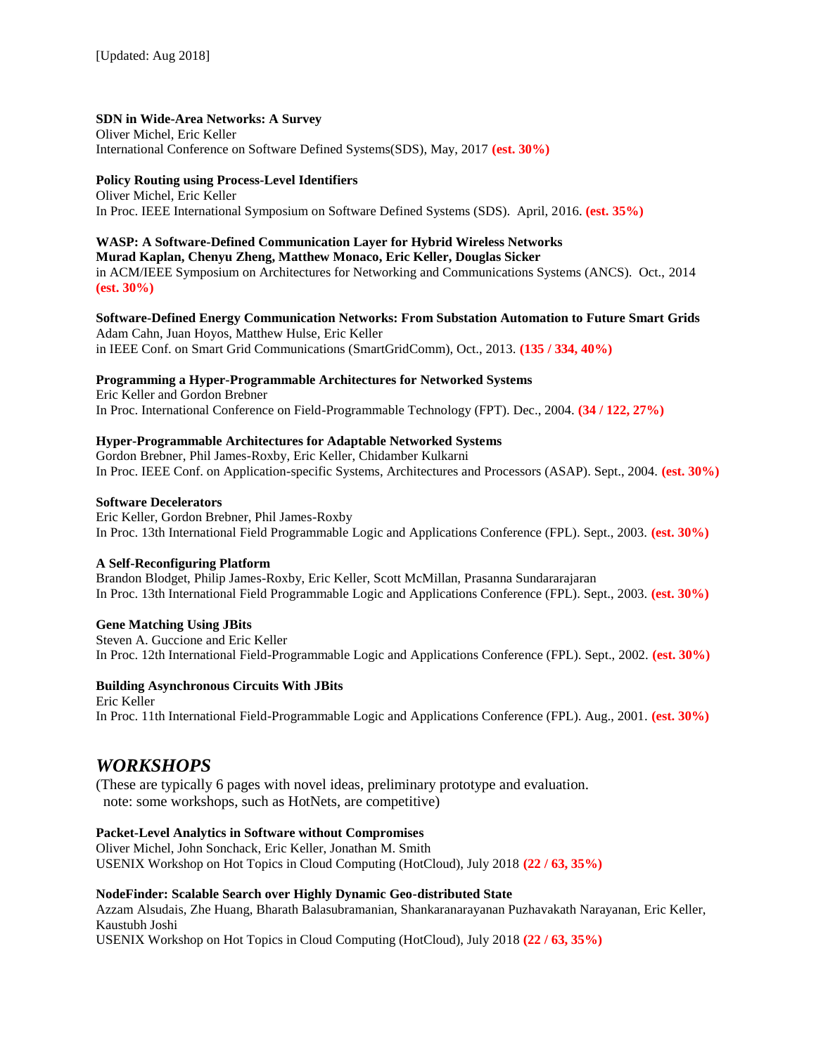[Updated: Aug 2018]

**SDN in Wide-Area Networks: A Survey**
Oliver Michel, Eric Keller
International Conference on Software Defined Systems(SDS), May, 2017 **(est. 30%)**

**Policy Routing using Process-Level Identifiers**
Oliver Michel, Eric Keller
In Proc. IEEE International Symposium on Software Defined Systems (SDS). April, 2016. **(est. 35%)**

**WASP: A Software-Defined Communication Layer for Hybrid Wireless Networks**
**Murad Kaplan, Chenyu Zheng, Matthew Monaco, Eric Keller, Douglas Sicker**
in ACM/IEEE Symposium on Architectures for Networking and Communications Systems (ANCS). Oct., 2014 **(est. 30%)**

**Software-Defined Energy Communication Networks: From Substation Automation to Future Smart Grids**
Adam Cahn, Juan Hoyos, Matthew Hulse, Eric Keller
in IEEE Conf. on Smart Grid Communications (SmartGridComm), Oct., 2013. **(135 / 334, 40%)**

**Programming a Hyper-Programmable Architectures for Networked Systems**
Eric Keller and Gordon Brebner
In Proc. International Conference on Field-Programmable Technology (FPT). Dec., 2004. **(34 / 122, 27%)**

**Hyper-Programmable Architectures for Adaptable Networked Systems**
Gordon Brebner, Phil James-Roxby, Eric Keller, Chidamber Kulkarni
In Proc. IEEE Conf. on Application-specific Systems, Architectures and Processors (ASAP). Sept., 2004. **(est. 30%)**

**Software Decelerators**
Eric Keller, Gordon Brebner, Phil James-Roxby
In Proc. 13th International Field Programmable Logic and Applications Conference (FPL). Sept., 2003. **(est. 30%)**

**A Self-Reconfiguring Platform**
Brandon Blodget, Philip James-Roxby, Eric Keller, Scott McMillan, Prasanna Sundararajaran
In Proc. 13th International Field Programmable Logic and Applications Conference (FPL). Sept., 2003. **(est. 30%)**

**Gene Matching Using JBits**
Steven A. Guccione and Eric Keller
In Proc. 12th International Field-Programmable Logic and Applications Conference (FPL). Sept., 2002. **(est. 30%)**

**Building Asynchronous Circuits With JBits**
Eric Keller
In Proc. 11th International Field-Programmable Logic and Applications Conference (FPL). Aug., 2001. **(est. 30%)**

## *WORKSHOPS*

(These are typically 6 pages with novel ideas, preliminary prototype and evaluation.
note: some workshops, such as HotNets, are competitive)

**Packet-Level Analytics in Software without Compromises**
Oliver Michel, John Sonchack, Eric Keller, Jonathan M. Smith
USENIX Workshop on Hot Topics in Cloud Computing (HotCloud), July 2018 **(22 / 63, 35%)**

**NodeFinder: Scalable Search over Highly Dynamic Geo-distributed State**
Azzam Alsudais, Zhe Huang, Bharath Balasubramanian, Shankaranarayanan Puzhavakath Narayanan, Eric Keller, Kaustubh Joshi
USENIX Workshop on Hot Topics in Cloud Computing (HotCloud), July 2018 **(22 / 63, 35%)**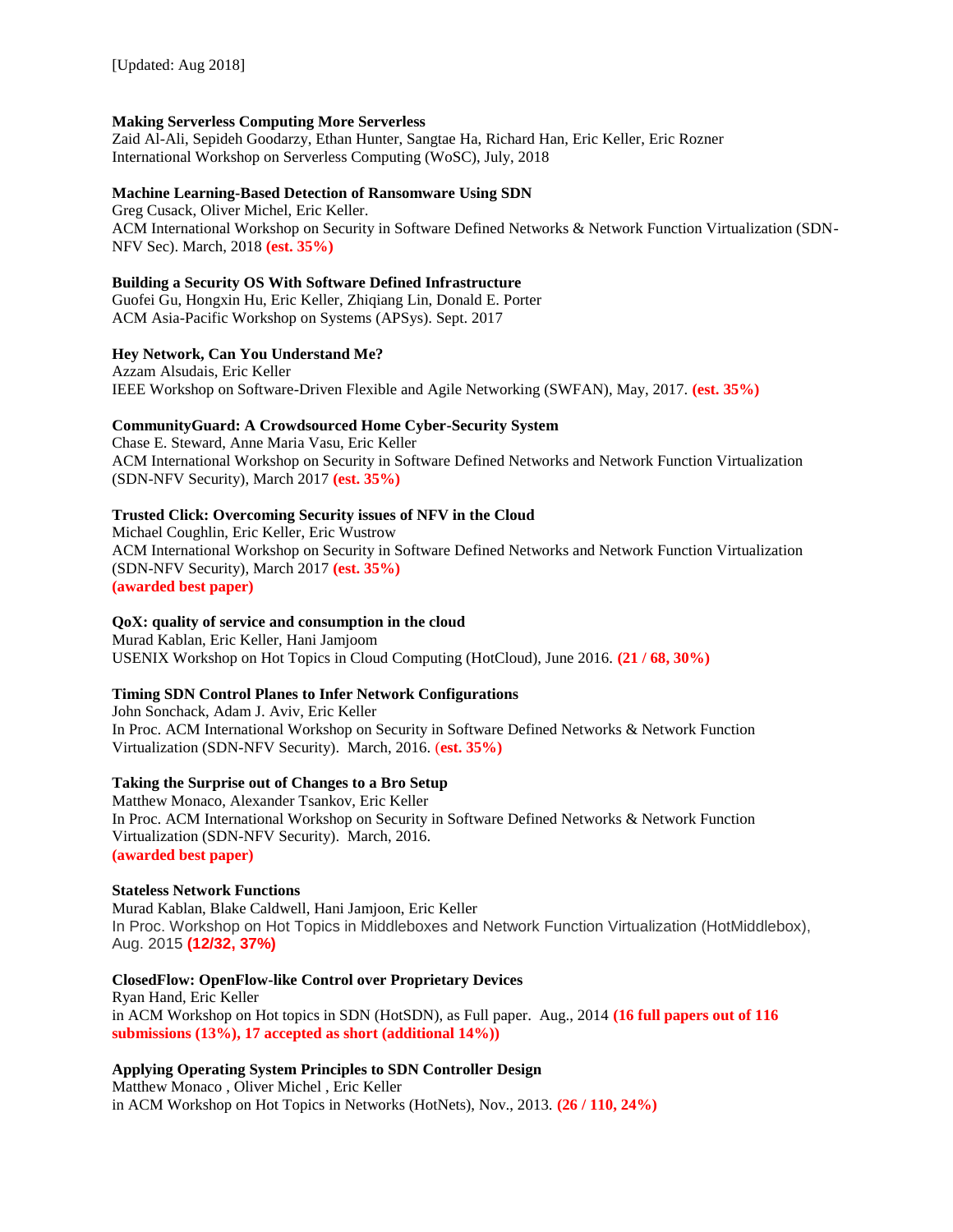[Updated: Aug 2018]

**Making Serverless Computing More Serverless**
Zaid Al-Ali, Sepideh Goodarzy, Ethan Hunter, Sangtae Ha, Richard Han, Eric Keller, Eric Rozner
International Workshop on Serverless Computing (WoSC), July, 2018

**Machine Learning-Based Detection of Ransomware Using SDN**
Greg Cusack, Oliver Michel, Eric Keller.
ACM International Workshop on Security in Software Defined Networks & Network Function Virtualization (SDN-NFV Sec). March, 2018 **(est. 35%)**

**Building a Security OS With Software Defined Infrastructure**
Guofei Gu, Hongxin Hu, Eric Keller, Zhiqiang Lin, Donald E. Porter
ACM Asia-Pacific Workshop on Systems (APSys). Sept. 2017

**Hey Network, Can You Understand Me?**
Azzam Alsudais, Eric Keller
IEEE Workshop on Software-Driven Flexible and Agile Networking (SWFAN), May, 2017. **(est. 35%)**

**CommunityGuard: A Crowdsourced Home Cyber-Security System**
Chase E. Steward, Anne Maria Vasu, Eric Keller
ACM International Workshop on Security in Software Defined Networks and Network Function Virtualization (SDN-NFV Security), March 2017 **(est. 35%)**

**Trusted Click: Overcoming Security issues of NFV in the Cloud**
Michael Coughlin, Eric Keller, Eric Wustrow
ACM International Workshop on Security in Software Defined Networks and Network Function Virtualization (SDN-NFV Security), March 2017 **(est. 35%)**
**(awarded best paper)**

**QoX: quality of service and consumption in the cloud**
Murad Kablan, Eric Keller, Hani Jamjoom
USENIX Workshop on Hot Topics in Cloud Computing (HotCloud), June 2016. **(21 / 68, 30%)**

**Timing SDN Control Planes to Infer Network Configurations**
John Sonchack, Adam J. Aviv, Eric Keller
In Proc. ACM International Workshop on Security in Software Defined Networks & Network Function Virtualization (SDN-NFV Security). March, 2016. **(est. 35%)**

**Taking the Surprise out of Changes to a Bro Setup**
Matthew Monaco, Alexander Tsankov, Eric Keller
In Proc. ACM International Workshop on Security in Software Defined Networks & Network Function Virtualization (SDN-NFV Security). March, 2016.
**(awarded best paper)**

**Stateless Network Functions**
Murad Kablan, Blake Caldwell, Hani Jamjoon, Eric Keller
In Proc. Workshop on Hot Topics in Middleboxes and Network Function Virtualization (HotMiddlebox), Aug. 2015 **(12/32, 37%)**

**ClosedFlow: OpenFlow-like Control over Proprietary Devices**
Ryan Hand, Eric Keller
in ACM Workshop on Hot topics in SDN (HotSDN), as Full paper. Aug., 2014 **(16 full papers out of 116 submissions (13%), 17 accepted as short (additional 14%))**

**Applying Operating System Principles to SDN Controller Design**
Matthew Monaco , Oliver Michel , Eric Keller
in ACM Workshop on Hot Topics in Networks (HotNets), Nov., 2013. **(26 / 110, 24%)**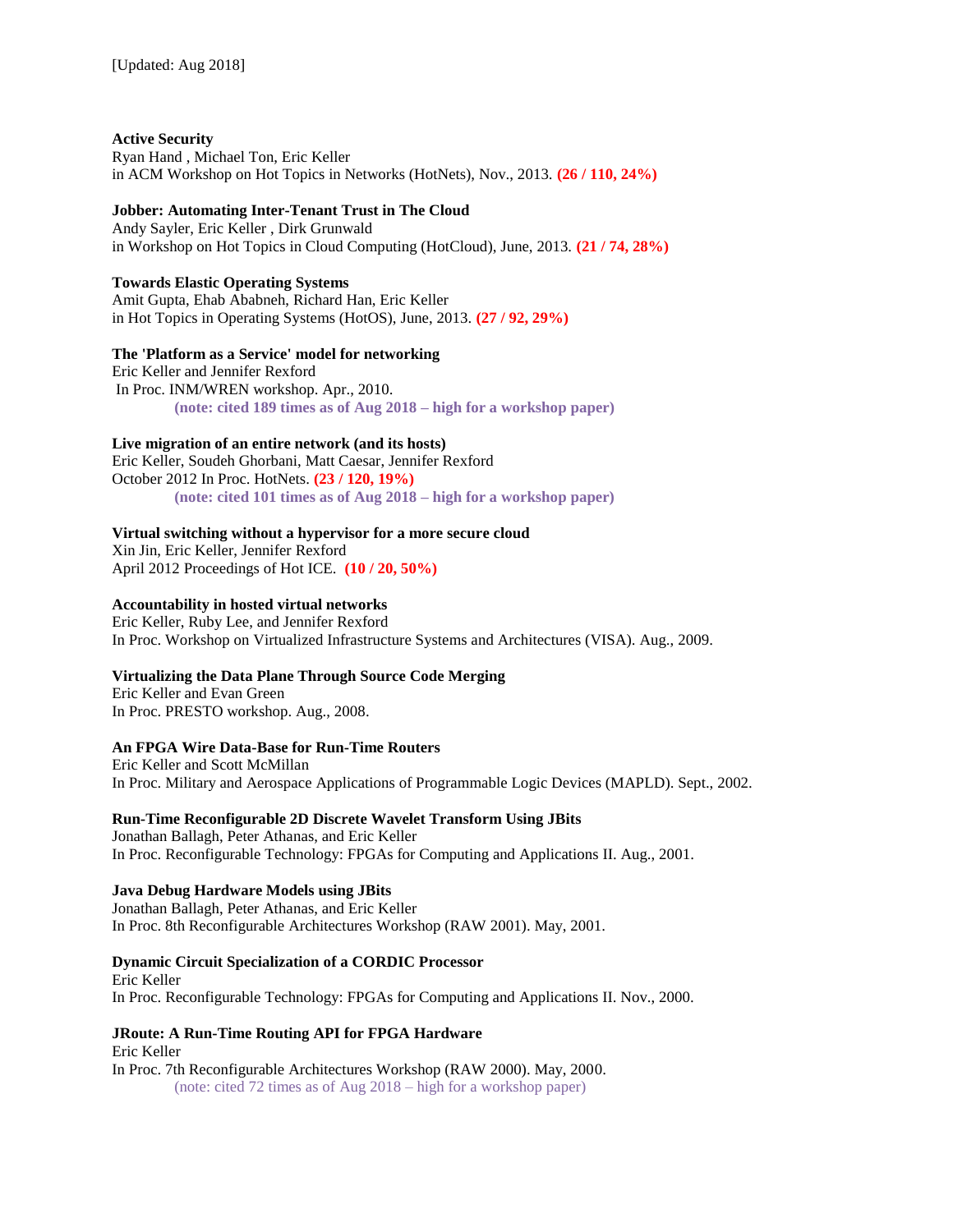[Updated: Aug 2018]

**Active Security**
Ryan Hand , Michael Ton, Eric Keller
in ACM Workshop on Hot Topics in Networks (HotNets), Nov., 2013. **(26 / 110, 24%)**

**Jobber: Automating Inter-Tenant Trust in The Cloud**
Andy Sayler, Eric Keller , Dirk Grunwald
in Workshop on Hot Topics in Cloud Computing (HotCloud), June, 2013. **(21 / 74, 28%)**

**Towards Elastic Operating Systems**
Amit Gupta, Ehab Ababneh, Richard Han, Eric Keller
in Hot Topics in Operating Systems (HotOS), June, 2013. **(27 / 92, 29%)**

**The 'Platform as a Service' model for networking**
Eric Keller and Jennifer Rexford
In Proc. INM/WREN workshop. Apr., 2010.
**(note: cited 189 times as of Aug 2018 – high for a workshop paper)**

**Live migration of an entire network (and its hosts)**
Eric Keller, Soudeh Ghorbani, Matt Caesar, Jennifer Rexford
October 2012 In Proc. HotNets. **(23 / 120, 19%)**
**(note: cited 101 times as of Aug 2018 – high for a workshop paper)**

**Virtual switching without a hypervisor for a more secure cloud**
Xin Jin, Eric Keller, Jennifer Rexford
April 2012 Proceedings of Hot ICE. **(10 / 20, 50%)**

**Accountability in hosted virtual networks**
Eric Keller, Ruby Lee, and Jennifer Rexford
In Proc. Workshop on Virtualized Infrastructure Systems and Architectures (VISA). Aug., 2009.

**Virtualizing the Data Plane Through Source Code Merging**
Eric Keller and Evan Green
In Proc. PRESTO workshop. Aug., 2008.

**An FPGA Wire Data-Base for Run-Time Routers**
Eric Keller and Scott McMillan
In Proc. Military and Aerospace Applications of Programmable Logic Devices (MAPLD). Sept., 2002.

**Run-Time Reconfigurable 2D Discrete Wavelet Transform Using JBits**
Jonathan Ballagh, Peter Athanas, and Eric Keller
In Proc. Reconfigurable Technology: FPGAs for Computing and Applications II. Aug., 2001.

**Java Debug Hardware Models using JBits**
Jonathan Ballagh, Peter Athanas, and Eric Keller
In Proc. 8th Reconfigurable Architectures Workshop (RAW 2001). May, 2001.

**Dynamic Circuit Specialization of a CORDIC Processor**
Eric Keller
In Proc. Reconfigurable Technology: FPGAs for Computing and Applications II. Nov., 2000.

**JRoute: A Run-Time Routing API for FPGA Hardware**
Eric Keller
In Proc. 7th Reconfigurable Architectures Workshop (RAW 2000). May, 2000.
(note: cited 72 times as of Aug 2018 – high for a workshop paper)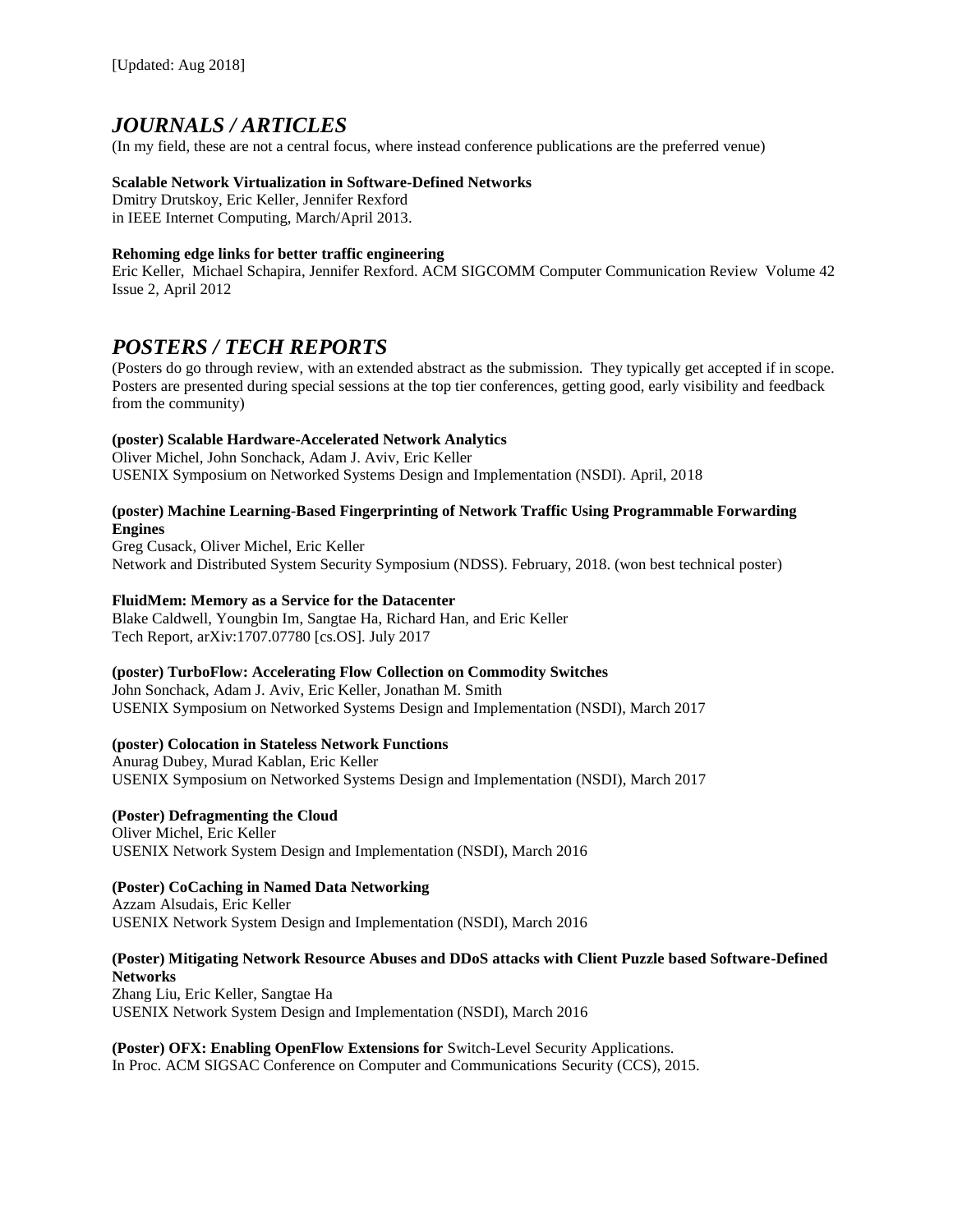[Updated: Aug 2018]

## *JOURNALS / ARTICLES*

(In my field, these are not a central focus, where instead conference publications are the preferred venue)

**Scalable Network Virtualization in Software-Defined Networks**
Dmitry Drutskoy, Eric Keller, Jennifer Rexford
in IEEE Internet Computing, March/April 2013.

**Rehoming edge links for better traffic engineering**
Eric Keller, Michael Schapira, Jennifer Rexford. ACM SIGCOMM Computer Communication Review Volume 42 Issue 2, April 2012

## *POSTERS / TECH REPORTS*

(Posters do go through review, with an extended abstract as the submission. They typically get accepted if in scope. Posters are presented during special sessions at the top tier conferences, getting good, early visibility and feedback from the community)

**(poster) Scalable Hardware-Accelerated Network Analytics**
Oliver Michel, John Sonchack, Adam J. Aviv, Eric Keller
USENIX Symposium on Networked Systems Design and Implementation (NSDI). April, 2018

**(poster) Machine Learning-Based Fingerprinting of Network Traffic Using Programmable Forwarding Engines**
Greg Cusack, Oliver Michel, Eric Keller
Network and Distributed System Security Symposium (NDSS). February, 2018. (won best technical poster)

**FluidMem: Memory as a Service for the Datacenter**
Blake Caldwell, Youngbin Im, Sangtae Ha, Richard Han, and Eric Keller
Tech Report, arXiv:1707.07780 [cs.OS]. July 2017

**(poster) TurboFlow: Accelerating Flow Collection on Commodity Switches**
John Sonchack, Adam J. Aviv, Eric Keller, Jonathan M. Smith
USENIX Symposium on Networked Systems Design and Implementation (NSDI), March 2017

**(poster) Colocation in Stateless Network Functions**
Anurag Dubey, Murad Kablan, Eric Keller
USENIX Symposium on Networked Systems Design and Implementation (NSDI), March 2017

**(Poster) Defragmenting the Cloud**
Oliver Michel, Eric Keller
USENIX Network System Design and Implementation (NSDI), March 2016

**(Poster) CoCaching in Named Data Networking**
Azzam Alsudais, Eric Keller
USENIX Network System Design and Implementation (NSDI), March 2016

**(Poster) Mitigating Network Resource Abuses and DDoS attacks with Client Puzzle based Software-Defined Networks**
Zhang Liu, Eric Keller, Sangtae Ha
USENIX Network System Design and Implementation (NSDI), March 2016

**(Poster) OFX: Enabling OpenFlow Extensions for** Switch-Level Security Applications.
In Proc. ACM SIGSAC Conference on Computer and Communications Security (CCS), 2015.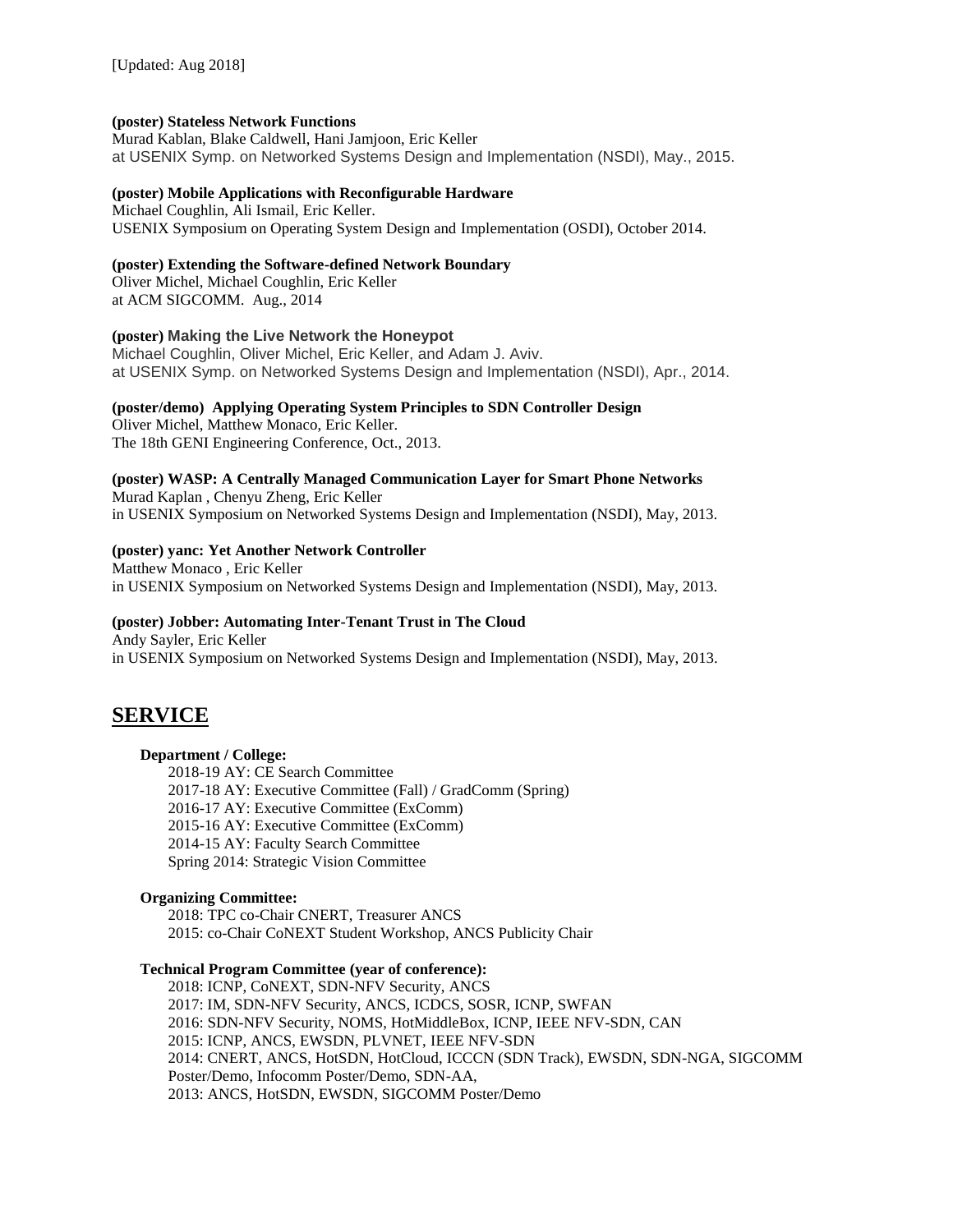[Updated: Aug 2018]

**(poster) Stateless Network Functions**
Murad Kablan, Blake Caldwell, Hani Jamjoon, Eric Keller
at USENIX Symp. on Networked Systems Design and Implementation (NSDI), May., 2015.

**(poster) Mobile Applications with Reconfigurable Hardware**
Michael Coughlin, Ali Ismail, Eric Keller.
USENIX Symposium on Operating System Design and Implementation (OSDI), October 2014.

**(poster) Extending the Software-defined Network Boundary**
Oliver Michel, Michael Coughlin, Eric Keller
at ACM SIGCOMM. Aug., 2014

**(poster) Making the Live Network the Honeypot**
Michael Coughlin, Oliver Michel, Eric Keller, and Adam J. Aviv.
at USENIX Symp. on Networked Systems Design and Implementation (NSDI), Apr., 2014.

**(poster/demo) Applying Operating System Principles to SDN Controller Design**
Oliver Michel, Matthew Monaco, Eric Keller.
The 18th GENI Engineering Conference, Oct., 2013.

**(poster) WASP: A Centrally Managed Communication Layer for Smart Phone Networks**
Murad Kaplan , Chenyu Zheng, Eric Keller
in USENIX Symposium on Networked Systems Design and Implementation (NSDI), May, 2013.

**(poster) yanc: Yet Another Network Controller**
Matthew Monaco , Eric Keller
in USENIX Symposium on Networked Systems Design and Implementation (NSDI), May, 2013.

**(poster) Jobber: Automating Inter-Tenant Trust in The Cloud**
Andy Sayler, Eric Keller
in USENIX Symposium on Networked Systems Design and Implementation (NSDI), May, 2013.

## SERVICE

**Department / College:**

2018-19 AY: CE Search Committee
2017-18 AY: Executive Committee (Fall) / GradComm (Spring)
2016-17 AY: Executive Committee (ExComm)
2015-16 AY: Executive Committee (ExComm)
2014-15 AY: Faculty Search Committee
Spring 2014: Strategic Vision Committee

**Organizing Committee:**

2018: TPC co-Chair CNERT, Treasurer ANCS
2015: co-Chair CoNEXT Student Workshop, ANCS Publicity Chair

**Technical Program Committee (year of conference):**

2018: ICNP, CoNEXT, SDN-NFV Security, ANCS
2017: IM, SDN-NFV Security, ANCS, ICDCS, SOSR, ICNP, SWFAN
2016: SDN-NFV Security, NOMS, HotMiddleBox, ICNP, IEEE NFV-SDN, CAN
2015: ICNP, ANCS, EWSDN, PLVNET, IEEE NFV-SDN
2014: CNERT, ANCS, HotSDN, HotCloud, ICCCN (SDN Track), EWSDN, SDN-NGA, SIGCOMM Poster/Demo, Infocomm Poster/Demo, SDN-AA,
2013: ANCS, HotSDN, EWSDN, SIGCOMM Poster/Demo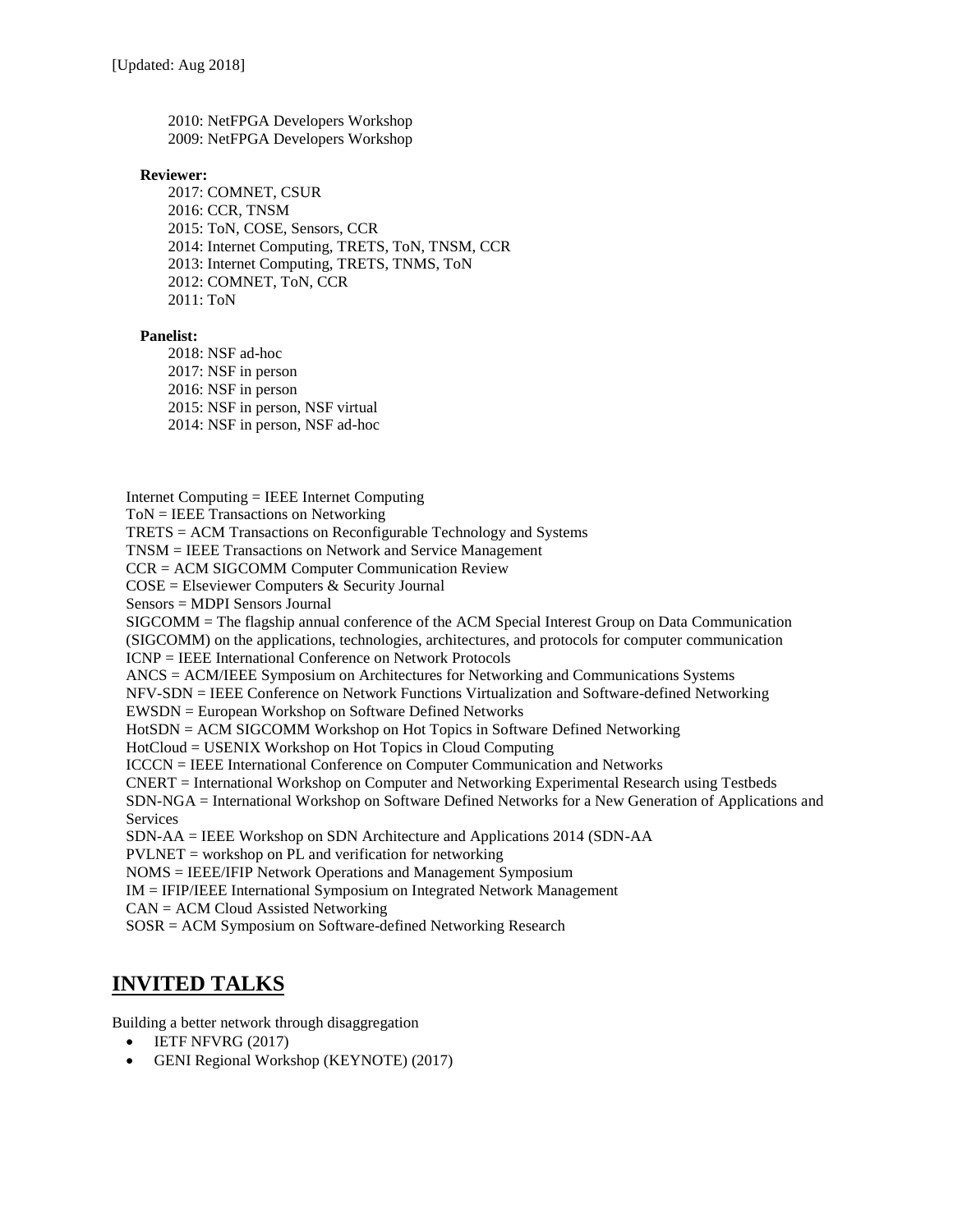2010: NetFPGA Developers Workshop
2009: NetFPGA Developers Workshop

**Reviewer:**

2017: COMNET, CSUR
2016: CCR, TNSM
2015: ToN, COSE, Sensors, CCR
2014: Internet Computing, TRETS, ToN, TNSM, CCR
2013: Internet Computing, TRETS, TNMS, ToN
2012: COMNET, ToN, CCR
2011: ToN

**Panelist:**

2018: NSF ad-hoc
2017: NSF in person
2016: NSF in person
2015: NSF in person, NSF virtual
2014: NSF in person, NSF ad-hoc

Internet Computing = IEEE Internet Computing
ToN = IEEE Transactions on Networking
TRETS = ACM Transactions on Reconfigurable Technology and Systems
TNSM = IEEE Transactions on Network and Service Management
CCR = ACM SIGCOMM Computer Communication Review
COSE = Elseviewer Computers & Security Journal
Sensors = MDPI Sensors Journal
SIGCOMM = The flagship annual conference of the ACM Special Interest Group on Data Communication (SIGCOMM) on the applications, technologies, architectures, and protocols for computer communication
ICNP = IEEE International Conference on Network Protocols
ANCS = ACM/IEEE Symposium on Architectures for Networking and Communications Systems
NFV-SDN = IEEE Conference on Network Functions Virtualization and Software-defined Networking
EWSDN = European Workshop on Software Defined Networks
HotSDN = ACM SIGCOMM Workshop on Hot Topics in Software Defined Networking
HotCloud = USENIX Workshop on Hot Topics in Cloud Computing
ICCCN = IEEE International Conference on Computer Communication and Networks
CNERT = International Workshop on Computer and Networking Experimental Research using Testbeds
SDN-NGA = International Workshop on Software Defined Networks for a New Generation of Applications and Services
SDN-AA = IEEE Workshop on SDN Architecture and Applications 2014 (SDN-AA
PVLNET = workshop on PL and verification for networking
NOMS = IEEE/IFIP Network Operations and Management Symposium
IM = IFIP/IEEE International Symposium on Integrated Network Management
CAN = ACM Cloud Assisted Networking
SOSR = ACM Symposium on Software-defined Networking Research

## INVITED TALKS

Building a better network through disaggregation

- IETF NFVRG (2017)
- GENI Regional Workshop (KEYNOTE) (2017)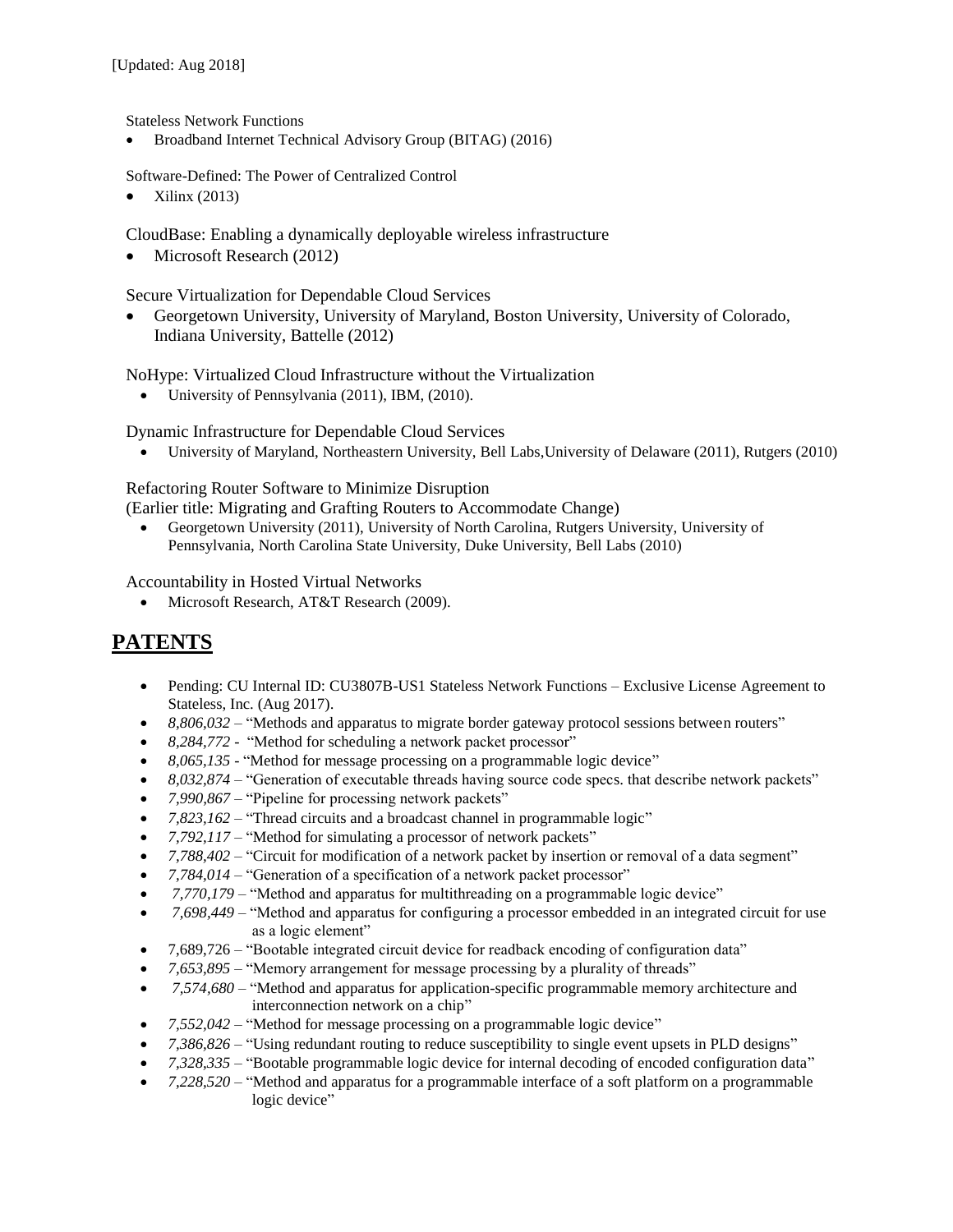[Updated: Aug 2018]

Stateless Network Functions

- Broadband Internet Technical Advisory Group (BITAG) (2016)

Software-Defined: The Power of Centralized Control

- Xilinx (2013)

CloudBase: Enabling a dynamically deployable wireless infrastructure

- Microsoft Research (2012)

Secure Virtualization for Dependable Cloud Services

- Georgetown University, University of Maryland, Boston University, University of Colorado, Indiana University, Battelle (2012)

NoHype: Virtualized Cloud Infrastructure without the Virtualization

- University of Pennsylvania (2011), IBM, (2010).

Dynamic Infrastructure for Dependable Cloud Services

- University of Maryland, Northeastern University, Bell Labs,University of Delaware (2011), Rutgers (2010)

Refactoring Router Software to Minimize Disruption
(Earlier title: Migrating and Grafting Routers to Accommodate Change)

- Georgetown University (2011), University of North Carolina, Rutgers University, University of Pennsylvania, North Carolina State University, Duke University, Bell Labs (2010)

Accountability in Hosted Virtual Networks

- Microsoft Research, AT&T Research (2009).

## PATENTS

- Pending: CU Internal ID: CU3807B-US1 Stateless Network Functions – Exclusive License Agreement to Stateless, Inc. (Aug 2017).
- *8,806,032* – "Methods and apparatus to migrate border gateway protocol sessions between routers"
- *8,284,772* - "Method for scheduling a network packet processor"
- *8,065,135* - "Method for message processing on a programmable logic device"
- *8,032,874* – "Generation of executable threads having source code specs. that describe network packets"
- *7,990,867* – "Pipeline for processing network packets"
- *7,823,162* – "Thread circuits and a broadcast channel in programmable logic"
- *7,792,117* – "Method for simulating a processor of network packets"
- *7,788,402* – "Circuit for modification of a network packet by insertion or removal of a data segment"
- *7,784,014* – "Generation of a specification of a network packet processor"
- *7,770,179* – "Method and apparatus for multithreading on a programmable logic device"
- *7,698,449* – "Method and apparatus for configuring a processor embedded in an integrated circuit for use as a logic element"
- 7,689,726 – "Bootable integrated circuit device for readback encoding of configuration data"
- *7,653,895* – "Memory arrangement for message processing by a plurality of threads"
- *7,574,680* – "Method and apparatus for application-specific programmable memory architecture and interconnection network on a chip"
- *7,552,042* – "Method for message processing on a programmable logic device"
- *7,386,826* – "Using redundant routing to reduce susceptibility to single event upsets in PLD designs"
- *7,328,335* – "Bootable programmable logic device for internal decoding of encoded configuration data"
- *7,228,520* – "Method and apparatus for a programmable interface of a soft platform on a programmable logic device"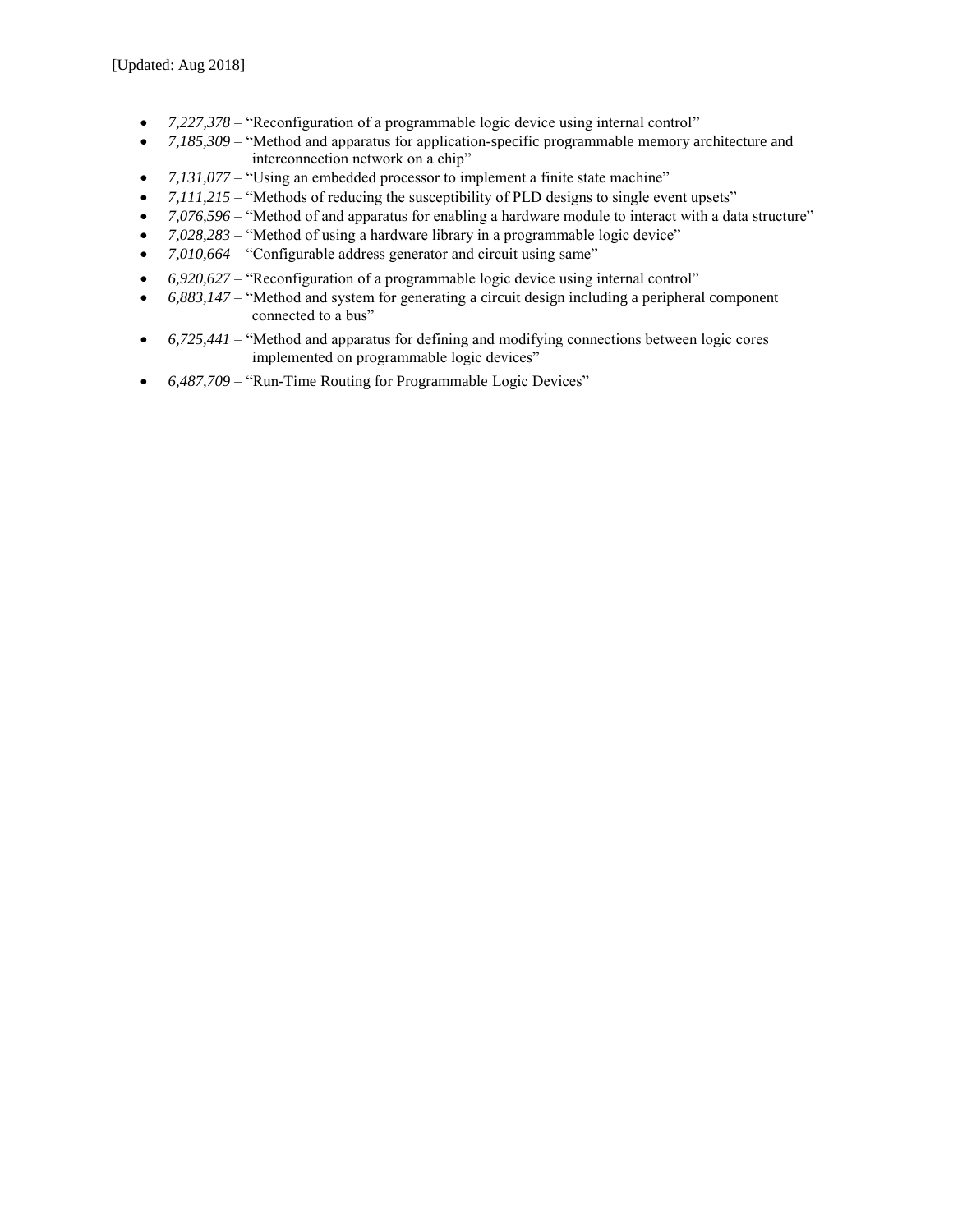[Updated: Aug 2018]

- *7,227,378* – "Reconfiguration of a programmable logic device using internal control"
- *7,185,309* – "Method and apparatus for application-specific programmable memory architecture and interconnection network on a chip"
- *7,131,077* – "Using an embedded processor to implement a finite state machine"
- *7,111,215* – "Methods of reducing the susceptibility of PLD designs to single event upsets"
- *7,076,596* – "Method of and apparatus for enabling a hardware module to interact with a data structure"
- *7,028,283* – "Method of using a hardware library in a programmable logic device"
- *7,010,664* – "Configurable address generator and circuit using same"
- *6,920,627* – "Reconfiguration of a programmable logic device using internal control"
- *6,883,147* – "Method and system for generating a circuit design including a peripheral component connected to a bus"
- *6,725,441* – "Method and apparatus for defining and modifying connections between logic cores implemented on programmable logic devices"
- *6,487,709* – "Run-Time Routing for Programmable Logic Devices"